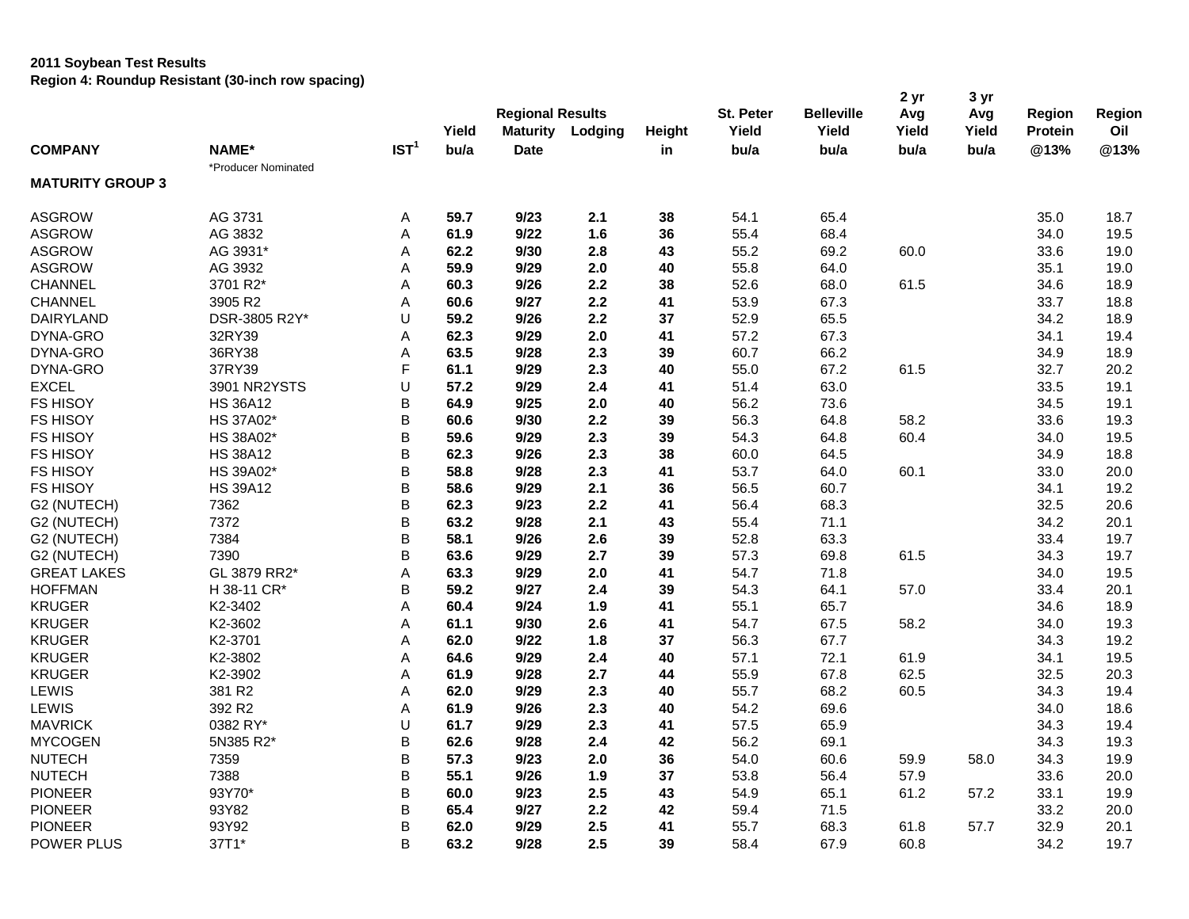**2011 Soybean Test Results**
**Region 4: Roundup Resistant (30-inch row spacing)**

| | | | Regional Results | | | | St. Peter | Belleville | 2 yr Avg | 3 yr Avg | Region | Region |
|---|---|---|---|---|---|---|---|---|---|---|---|---|
| | | | Yield | Maturity | Lodging | Height | Yield | Yield | Yield | Yield | Protein | Oil |
| **COMPANY** | **NAME*** *Producer Nominated | **IST[1]** | **bu/a** | **Date** | | **in** | **bu/a** | **bu/a** | **bu/a** | **bu/a** | **@13%** | **@13%** |
| **MATURITY GROUP 3** | | | | | | | | | | | | |
| ASGROW | AG 3731 | A | **59.7** | **9/23** | **2.1** | **38** | 54.1 | 65.4 | | | 35.0 | 18.7 |
| ASGROW | AG 3832 | A | **61.9** | **9/22** | **1.6** | **36** | 55.4 | 68.4 | | | 34.0 | 19.5 |
| ASGROW | AG 3931* | A | **62.2** | **9/30** | **2.8** | **43** | 55.2 | 69.2 | 60.0 | | 33.6 | 19.0 |
| ASGROW | AG 3932 | A | **59.9** | **9/29** | **2.0** | **40** | 55.8 | 64.0 | | | 35.1 | 19.0 |
| CHANNEL | 3701 R2* | A | **60.3** | **9/26** | **2.2** | **38** | 52.6 | 68.0 | 61.5 | | 34.6 | 18.9 |
| CHANNEL | 3905 R2 | A | **60.6** | **9/27** | **2.2** | **41** | 53.9 | 67.3 | | | 33.7 | 18.8 |
| DAIRYLAND | DSR-3805 R2Y* | U | **59.2** | **9/26** | **2.2** | **37** | 52.9 | 65.5 | | | 34.2 | 18.9 |
| DYNA-GRO | 32RY39 | A | **62.3** | **9/29** | **2.0** | **41** | 57.2 | 67.3 | | | 34.1 | 19.4 |
| DYNA-GRO | 36RY38 | A | **63.5** | **9/28** | **2.3** | **39** | 60.7 | 66.2 | | | 34.9 | 18.9 |
| DYNA-GRO | 37RY39 | F | **61.1** | **9/29** | **2.3** | **40** | 55.0 | 67.2 | 61.5 | | 32.7 | 20.2 |
| EXCEL | 3901 NR2YSTS | U | **57.2** | **9/29** | **2.4** | **41** | 51.4 | 63.0 | | | 33.5 | 19.1 |
| FS HISOY | HS 36A12 | B | **64.9** | **9/25** | **2.0** | **40** | 56.2 | 73.6 | | | 34.5 | 19.1 |
| FS HISOY | HS 37A02* | B | **60.6** | **9/30** | **2.2** | **39** | 56.3 | 64.8 | 58.2 | | 33.6 | 19.3 |
| FS HISOY | HS 38A02* | B | **59.6** | **9/29** | **2.3** | **39** | 54.3 | 64.8 | 60.4 | | 34.0 | 19.5 |
| FS HISOY | HS 38A12 | B | **62.3** | **9/26** | **2.3** | **38** | 60.0 | 64.5 | | | 34.9 | 18.8 |
| FS HISOY | HS 39A02* | B | **58.8** | **9/28** | **2.3** | **41** | 53.7 | 64.0 | 60.1 | | 33.0 | 20.0 |
| FS HISOY | HS 39A12 | B | **58.6** | **9/29** | **2.1** | **36** | 56.5 | 60.7 | | | 34.1 | 19.2 |
| G2 (NUTECH) | 7362 | B | **62.3** | **9/23** | **2.2** | **41** | 56.4 | 68.3 | | | 32.5 | 20.6 |
| G2 (NUTECH) | 7372 | B | **63.2** | **9/28** | **2.1** | **43** | 55.4 | 71.1 | | | 34.2 | 20.1 |
| G2 (NUTECH) | 7384 | B | **58.1** | **9/26** | **2.6** | **39** | 52.8 | 63.3 | | | 33.4 | 19.7 |
| G2 (NUTECH) | 7390 | B | **63.6** | **9/29** | **2.7** | **39** | 57.3 | 69.8 | 61.5 | | 34.3 | 19.7 |
| GREAT LAKES | GL 3879 RR2* | A | **63.3** | **9/29** | **2.0** | **41** | 54.7 | 71.8 | | | 34.0 | 19.5 |
| HOFFMAN | H 38-11 CR* | B | **59.2** | **9/27** | **2.4** | **39** | 54.3 | 64.1 | 57.0 | | 33.4 | 20.1 |
| KRUGER | K2-3402 | A | **60.4** | **9/24** | **1.9** | **41** | 55.1 | 65.7 | | | 34.6 | 18.9 |
| KRUGER | K2-3602 | A | **61.1** | **9/30** | **2.6** | **41** | 54.7 | 67.5 | 58.2 | | 34.0 | 19.3 |
| KRUGER | K2-3701 | A | **62.0** | **9/22** | **1.8** | **37** | 56.3 | 67.7 | | | 34.3 | 19.2 |
| KRUGER | K2-3802 | A | **64.6** | **9/29** | **2.4** | **40** | 57.1 | 72.1 | 61.9 | | 34.1 | 19.5 |
| KRUGER | K2-3902 | A | **61.9** | **9/28** | **2.7** | **44** | 55.9 | 67.8 | 62.5 | | 32.5 | 20.3 |
| LEWIS | 381 R2 | A | **62.0** | **9/29** | **2.3** | **40** | 55.7 | 68.2 | 60.5 | | 34.3 | 19.4 |
| LEWIS | 392 R2 | A | **61.9** | **9/26** | **2.3** | **40** | 54.2 | 69.6 | | | 34.0 | 18.6 |
| MAVRICK | 0382 RY* | U | **61.7** | **9/29** | **2.3** | **41** | 57.5 | 65.9 | | | 34.3 | 19.4 |
| MYCOGEN | 5N385 R2* | B | **62.6** | **9/28** | **2.4** | **42** | 56.2 | 69.1 | | | 34.3 | 19.3 |
| NUTECH | 7359 | B | **57.3** | **9/23** | **2.0** | **36** | 54.0 | 60.6 | 59.9 | 58.0 | 34.3 | 19.9 |
| NUTECH | 7388 | B | **55.1** | **9/26** | **1.9** | **37** | 53.8 | 56.4 | 57.9 | | 33.6 | 20.0 |
| PIONEER | 93Y70* | B | **60.0** | **9/23** | **2.5** | **43** | 54.9 | 65.1 | 61.2 | 57.2 | 33.1 | 19.9 |
| PIONEER | 93Y82 | B | **65.4** | **9/27** | **2.2** | **42** | 59.4 | 71.5 | | | 33.2 | 20.0 |
| PIONEER | 93Y92 | B | **62.0** | **9/29** | **2.5** | **41** | 55.7 | 68.3 | 61.8 | 57.7 | 32.9 | 20.1 |
| POWER PLUS | 37T1* | B | **63.2** | **9/28** | **2.5** | **39** | 58.4 | 67.9 | 60.8 | | 34.2 | 19.7 |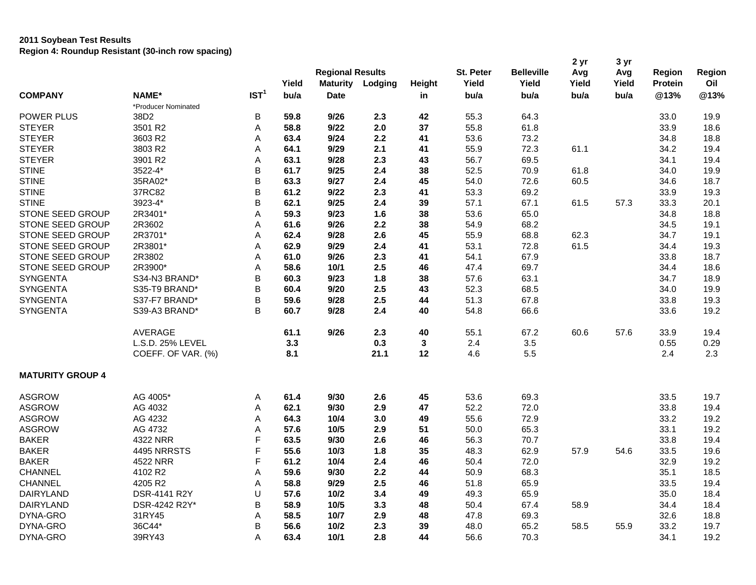**2011 Soybean Test Results**
**Region 4: Roundup Resistant (30-inch row spacing)**

| COMPANY | NAME* | IST[1] | Yield bu/a | Regional Results Maturity Date | Lodging | Height in | St. Peter Yield bu/a | Belleville Yield bu/a | 2 yr Avg Yield bu/a | 3 yr Avg Yield bu/a | Region Protein @13% | Region Oil @13% |
|---|---|---|---|---|---|---|---|---|---|---|---|---|
| | *Producer Nominated | | | | | | | | | | | |
| POWER PLUS | 38D2 | B | **59.8** | **9/26** | **2.3** | **42** | 55.3 | 64.3 | | | 33.0 | 19.9 |
| STEYER | 3501 R2 | A | **58.8** | **9/22** | **2.0** | **37** | 55.8 | 61.8 | | | 33.9 | 18.6 |
| STEYER | 3603 R2 | A | **63.4** | **9/24** | **2.2** | **41** | 53.6 | 73.2 | | | 34.8 | 18.8 |
| STEYER | 3803 R2 | A | **64.1** | **9/29** | **2.1** | **41** | 55.9 | 72.3 | 61.1 | | 34.2 | 19.4 |
| STEYER | 3901 R2 | A | **63.1** | **9/28** | **2.3** | **43** | 56.7 | 69.5 | | | 34.1 | 19.4 |
| STINE | 3522-4* | B | **61.7** | **9/25** | **2.4** | **38** | 52.5 | 70.9 | 61.8 | | 34.0 | 19.9 |
| STINE | 35RA02* | B | **63.3** | **9/27** | **2.4** | **45** | 54.0 | 72.6 | 60.5 | | 34.6 | 18.7 |
| STINE | 37RC82 | B | **61.2** | **9/22** | **2.3** | **41** | 53.3 | 69.2 | | | 33.9 | 19.3 |
| STINE | 3923-4* | B | **62.1** | **9/25** | **2.4** | **39** | 57.1 | 67.1 | 61.5 | 57.3 | 33.3 | 20.1 |
| STONE SEED GROUP | 2R3401* | A | **59.3** | **9/23** | **1.6** | **38** | 53.6 | 65.0 | | | 34.8 | 18.8 |
| STONE SEED GROUP | 2R3602 | A | **61.6** | **9/26** | **2.2** | **38** | 54.9 | 68.2 | | | 34.5 | 19.1 |
| STONE SEED GROUP | 2R3701* | A | **62.4** | **9/28** | **2.6** | **45** | 55.9 | 68.8 | 62.3 | | 34.7 | 19.1 |
| STONE SEED GROUP | 2R3801* | A | **62.9** | **9/29** | **2.4** | **41** | 53.1 | 72.8 | 61.5 | | 34.4 | 19.3 |
| STONE SEED GROUP | 2R3802 | A | **61.0** | **9/26** | **2.3** | **41** | 54.1 | 67.9 | | | 33.8 | 18.7 |
| STONE SEED GROUP | 2R3900* | A | **58.6** | **10/1** | **2.5** | **46** | 47.4 | 69.7 | | | 34.4 | 18.6 |
| SYNGENTA | S34-N3 BRAND* | B | **60.3** | **9/23** | **1.8** | **38** | 57.6 | 63.1 | | | 34.7 | 18.9 |
| SYNGENTA | S35-T9 BRAND* | B | **60.4** | **9/20** | **2.5** | **43** | 52.3 | 68.5 | | | 34.0 | 19.9 |
| SYNGENTA | S37-F7 BRAND* | B | **59.6** | **9/28** | **2.5** | **44** | 51.3 | 67.8 | | | 33.8 | 19.3 |
| SYNGENTA | S39-A3 BRAND* | B | **60.7** | **9/28** | **2.4** | **40** | 54.8 | 66.6 | | | 33.6 | 19.2 |
| | AVERAGE | | **61.1** | **9/26** | **2.3** | **40** | 55.1 | 67.2 | 60.6 | 57.6 | 33.9 | 19.4 |
| | L.S.D. 25% LEVEL | | **3.3** | | **0.3** | **3** | 2.4 | 3.5 | | | 0.55 | 0.29 |
| | COEFF. OF VAR. (%) | | **8.1** | | **21.1** | **12** | 4.6 | 5.5 | | | 2.4 | 2.3 |
| **MATURITY GROUP 4** | | | | | | | | | | | | |
| ASGROW | AG 4005* | A | **61.4** | **9/30** | **2.6** | **45** | 53.6 | 69.3 | | | 33.5 | 19.7 |
| ASGROW | AG 4032 | A | **62.1** | **9/30** | **2.9** | **47** | 52.2 | 72.0 | | | 33.8 | 19.4 |
| ASGROW | AG 4232 | A | **64.3** | **10/4** | **3.0** | **49** | 55.6 | 72.9 | | | 33.2 | 19.2 |
| ASGROW | AG 4732 | A | **57.6** | **10/5** | **2.9** | **51** | 50.0 | 65.3 | | | 33.1 | 19.2 |
| BAKER | 4322 NRR | F | **63.5** | **9/30** | **2.6** | **46** | 56.3 | 70.7 | | | 33.8 | 19.4 |
| BAKER | 4495 NRRSTS | F | **55.6** | **10/3** | **1.8** | **35** | 48.3 | 62.9 | 57.9 | 54.6 | 33.5 | 19.6 |
| BAKER | 4522 NRR | F | **61.2** | **10/4** | **2.4** | **46** | 50.4 | 72.0 | | | 32.9 | 19.2 |
| CHANNEL | 4102 R2 | A | **59.6** | **9/30** | **2.2** | **44** | 50.9 | 68.3 | | | 35.1 | 18.5 |
| CHANNEL | 4205 R2 | A | **58.8** | **9/29** | **2.5** | **46** | 51.8 | 65.9 | | | 33.5 | 19.4 |
| DAIRYLAND | DSR-4141 R2Y | U | **57.6** | **10/2** | **3.4** | **49** | 49.3 | 65.9 | | | 35.0 | 18.4 |
| DAIRYLAND | DSR-4242 R2Y* | B | **58.9** | **10/5** | **3.3** | **48** | 50.4 | 67.4 | 58.9 | | 34.4 | 18.4 |
| DYNA-GRO | 31RY45 | A | **58.5** | **10/7** | **2.9** | **48** | 47.8 | 69.3 | | | 32.6 | 18.8 |
| DYNA-GRO | 36C44* | B | **56.6** | **10/2** | **2.3** | **39** | 48.0 | 65.2 | 58.5 | 55.9 | 33.2 | 19.7 |
| DYNA-GRO | 39RY43 | A | **63.4** | **10/1** | **2.8** | **44** | 56.6 | 70.3 | | | 34.1 | 19.2 |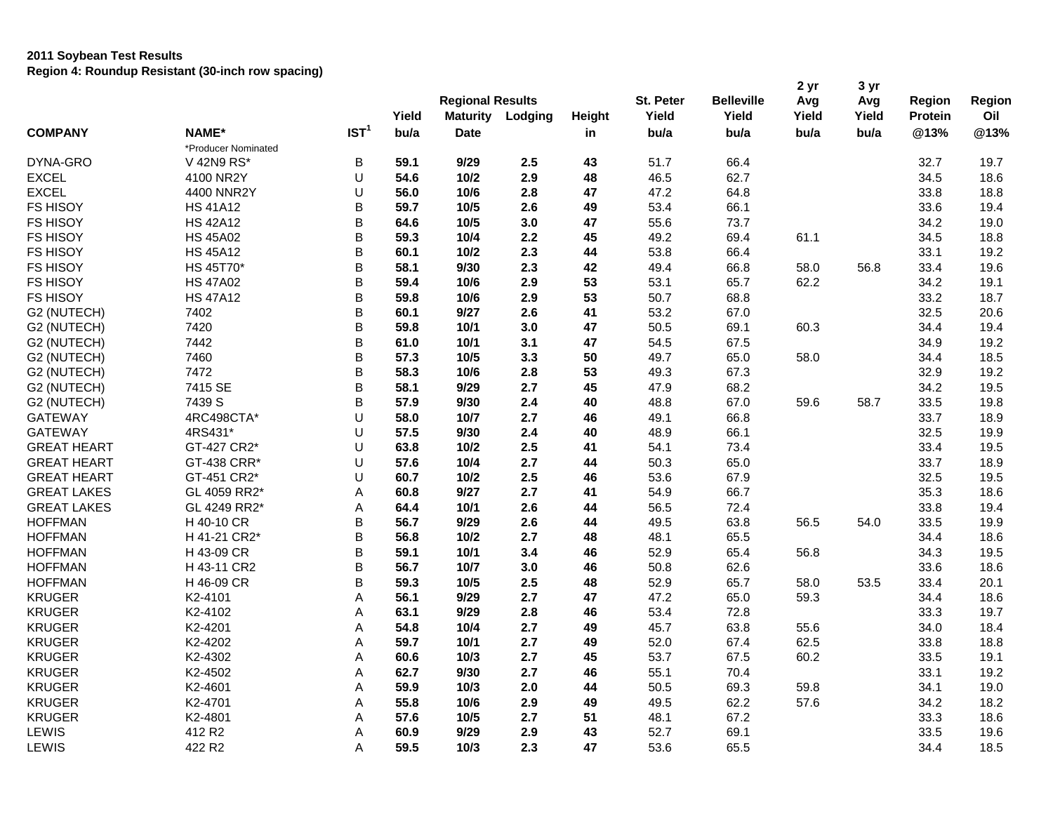**2011 Soybean Test Results**
**Region 4: Roundup Resistant (30-inch row spacing)**

| COMPANY | NAME* | IST[1] | Yield bu/a | Regional Results Maturity Date | Lodging | Height in | St. Peter Yield bu/a | Belleville Yield bu/a | 2 yr Avg Yield bu/a | 3 yr Avg Yield bu/a | Region Protein @13% | Region Oil @13% |
|---|---|---|---|---|---|---|---|---|---|---|---|---|
| | *Producer Nominated | | | | | | | | | | | |
| DYNA-GRO | V 42N9 RS* | B | **59.1** | **9/29** | **2.5** | **43** | 51.7 | 66.4 | | | 32.7 | 19.7 |
| EXCEL | 4100 NR2Y | U | **54.6** | **10/2** | **2.9** | **48** | 46.5 | 62.7 | | | 34.5 | 18.6 |
| EXCEL | 4400 NNR2Y | U | **56.0** | **10/6** | **2.8** | **47** | 47.2 | 64.8 | | | 33.8 | 18.8 |
| FS HISOY | HS 41A12 | B | **59.7** | **10/5** | **2.6** | **49** | 53.4 | 66.1 | | | 33.6 | 19.4 |
| FS HISOY | HS 42A12 | B | **64.6** | **10/5** | **3.0** | **47** | 55.6 | 73.7 | | | 34.2 | 19.0 |
| FS HISOY | HS 45A02 | B | **59.3** | **10/4** | **2.2** | **45** | 49.2 | 69.4 | 61.1 | | 34.5 | 18.8 |
| FS HISOY | HS 45A12 | B | **60.1** | **10/2** | **2.3** | **44** | 53.8 | 66.4 | | | 33.1 | 19.2 |
| FS HISOY | HS 45T70* | B | **58.1** | **9/30** | **2.3** | **42** | 49.4 | 66.8 | 58.0 | 56.8 | 33.4 | 19.6 |
| FS HISOY | HS 47A02 | B | **59.4** | **10/6** | **2.9** | **53** | 53.1 | 65.7 | 62.2 | | 34.2 | 19.1 |
| FS HISOY | HS 47A12 | B | **59.8** | **10/6** | **2.9** | **53** | 50.7 | 68.8 | | | 33.2 | 18.7 |
| G2 (NUTECH) | 7402 | B | **60.1** | **9/27** | **2.6** | **41** | 53.2 | 67.0 | | | 32.5 | 20.6 |
| G2 (NUTECH) | 7420 | B | **59.8** | **10/1** | **3.0** | **47** | 50.5 | 69.1 | 60.3 | | 34.4 | 19.4 |
| G2 (NUTECH) | 7442 | B | **61.0** | **10/1** | **3.1** | **47** | 54.5 | 67.5 | | | 34.9 | 19.2 |
| G2 (NUTECH) | 7460 | B | **57.3** | **10/5** | **3.3** | **50** | 49.7 | 65.0 | 58.0 | | 34.4 | 18.5 |
| G2 (NUTECH) | 7472 | B | **58.3** | **10/6** | **2.8** | **53** | 49.3 | 67.3 | | | 32.9 | 19.2 |
| G2 (NUTECH) | 7415 SE | B | **58.1** | **9/29** | **2.7** | **45** | 47.9 | 68.2 | | | 34.2 | 19.5 |
| G2 (NUTECH) | 7439 S | B | **57.9** | **9/30** | **2.4** | **40** | 48.8 | 67.0 | 59.6 | 58.7 | 33.5 | 19.8 |
| GATEWAY | 4RC498CTA* | U | **58.0** | **10/7** | **2.7** | **46** | 49.1 | 66.8 | | | 33.7 | 18.9 |
| GATEWAY | 4RS431* | U | **57.5** | **9/30** | **2.4** | **40** | 48.9 | 66.1 | | | 32.5 | 19.9 |
| GREAT HEART | GT-427 CR2* | U | **63.8** | **10/2** | **2.5** | **41** | 54.1 | 73.4 | | | 33.4 | 19.5 |
| GREAT HEART | GT-438 CRR* | U | **57.6** | **10/4** | **2.7** | **44** | 50.3 | 65.0 | | | 33.7 | 18.9 |
| GREAT HEART | GT-451 CR2* | U | **60.7** | **10/2** | **2.5** | **46** | 53.6 | 67.9 | | | 32.5 | 19.5 |
| GREAT LAKES | GL 4059 RR2* | A | **60.8** | **9/27** | **2.7** | **41** | 54.9 | 66.7 | | | 35.3 | 18.6 |
| GREAT LAKES | GL 4249 RR2* | A | **64.4** | **10/1** | **2.6** | **44** | 56.5 | 72.4 | | | 33.8 | 19.4 |
| HOFFMAN | H 40-10 CR | B | **56.7** | **9/29** | **2.6** | **44** | 49.5 | 63.8 | 56.5 | 54.0 | 33.5 | 19.9 |
| HOFFMAN | H 41-21 CR2* | B | **56.8** | **10/2** | **2.7** | **48** | 48.1 | 65.5 | | | 34.4 | 18.6 |
| HOFFMAN | H 43-09 CR | B | **59.1** | **10/1** | **3.4** | **46** | 52.9 | 65.4 | 56.8 | | 34.3 | 19.5 |
| HOFFMAN | H 43-11 CR2 | B | **56.7** | **10/7** | **3.0** | **46** | 50.8 | 62.6 | | | 33.6 | 18.6 |
| HOFFMAN | H 46-09 CR | B | **59.3** | **10/5** | **2.5** | **48** | 52.9 | 65.7 | 58.0 | 53.5 | 33.4 | 20.1 |
| KRUGER | K2-4101 | A | **56.1** | **9/29** | **2.7** | **47** | 47.2 | 65.0 | 59.3 | | 34.4 | 18.6 |
| KRUGER | K2-4102 | A | **63.1** | **9/29** | **2.8** | **46** | 53.4 | 72.8 | | | 33.3 | 19.7 |
| KRUGER | K2-4201 | A | **54.8** | **10/4** | **2.7** | **49** | 45.7 | 63.8 | 55.6 | | 34.0 | 18.4 |
| KRUGER | K2-4202 | A | **59.7** | **10/1** | **2.7** | **49** | 52.0 | 67.4 | 62.5 | | 33.8 | 18.8 |
| KRUGER | K2-4302 | A | **60.6** | **10/3** | **2.7** | **45** | 53.7 | 67.5 | 60.2 | | 33.5 | 19.1 |
| KRUGER | K2-4502 | A | **62.7** | **9/30** | **2.7** | **46** | 55.1 | 70.4 | | | 33.1 | 19.2 |
| KRUGER | K2-4601 | A | **59.9** | **10/3** | **2.0** | **44** | 50.5 | 69.3 | 59.8 | | 34.1 | 19.0 |
| KRUGER | K2-4701 | A | **55.8** | **10/6** | **2.9** | **49** | 49.5 | 62.2 | 57.6 | | 34.2 | 18.2 |
| KRUGER | K2-4801 | A | **57.6** | **10/5** | **2.7** | **51** | 48.1 | 67.2 | | | 33.3 | 18.6 |
| LEWIS | 412 R2 | A | **60.9** | **9/29** | **2.9** | **43** | 52.7 | 69.1 | | | 33.5 | 19.6 |
| LEWIS | 422 R2 | A | **59.5** | **10/3** | **2.3** | **47** | 53.6 | 65.5 | | | 34.4 | 18.5 |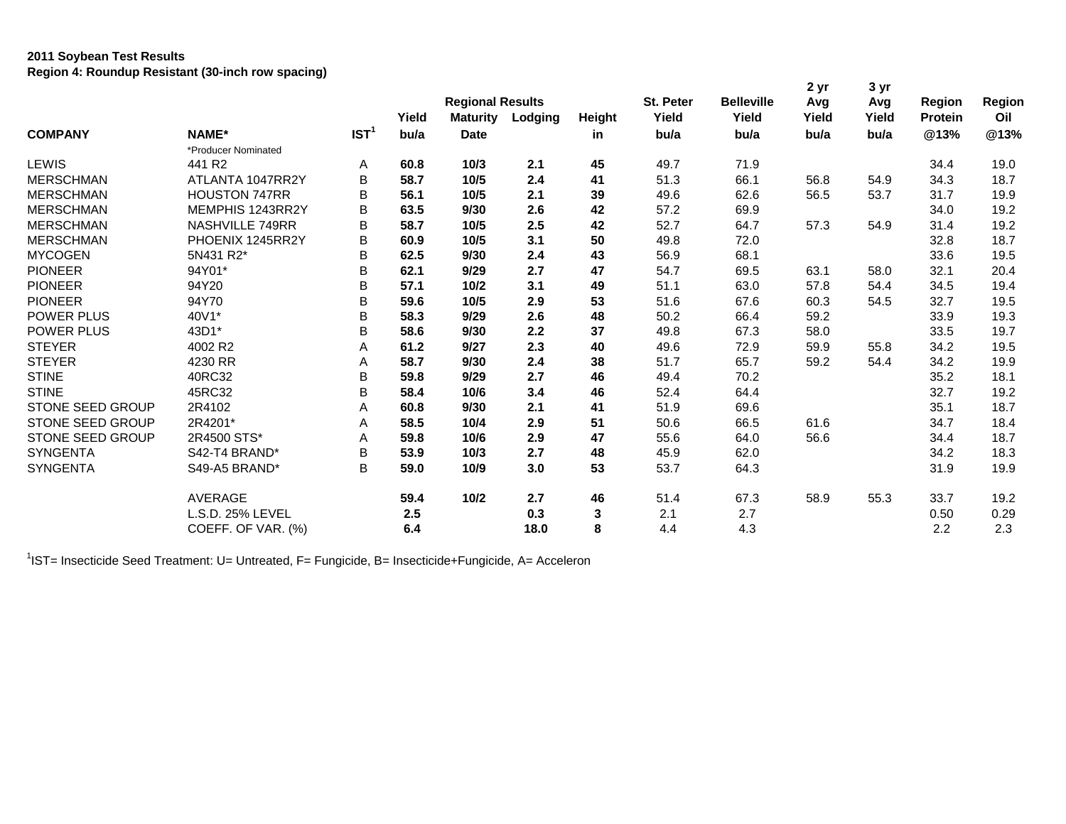**2011 Soybean Test Results**
**Region 4: Roundup Resistant (30-inch row spacing)**

| COMPANY | NAME* | IST[1] | Regional Results Yield bu/a | Maturity Date | Lodging | Height in | St. Peter Yield bu/a | Belleville Yield bu/a | 2 yr Avg Yield bu/a | 3 yr Avg Yield bu/a | Region Protein @13% | Region Oil @13% |
|---|---|---|---|---|---|---|---|---|---|---|---|---|
| | *Producer Nominated | | | | | | | | | | | |
| LEWIS | 441 R2 | A | **60.8** | **10/3** | **2.1** | **45** | 49.7 | 71.9 | | | 34.4 | 19.0 |
| MERSCHMAN | ATLANTA 1047RR2Y | B | **58.7** | **10/5** | **2.4** | **41** | 51.3 | 66.1 | 56.8 | 54.9 | 34.3 | 18.7 |
| MERSCHMAN | HOUSTON 747RR | B | **56.1** | **10/5** | **2.1** | **39** | 49.6 | 62.6 | 56.5 | 53.7 | 31.7 | 19.9 |
| MERSCHMAN | MEMPHIS 1243RR2Y | B | **63.5** | **9/30** | **2.6** | **42** | 57.2 | 69.9 | | | 34.0 | 19.2 |
| MERSCHMAN | NASHVILLE 749RR | B | **58.7** | **10/5** | **2.5** | **42** | 52.7 | 64.7 | 57.3 | 54.9 | 31.4 | 19.2 |
| MERSCHMAN | PHOENIX 1245RR2Y | B | **60.9** | **10/5** | **3.1** | **50** | 49.8 | 72.0 | | | 32.8 | 18.7 |
| MYCOGEN | 5N431 R2* | B | **62.5** | **9/30** | **2.4** | **43** | 56.9 | 68.1 | | | 33.6 | 19.5 |
| PIONEER | 94Y01* | B | **62.1** | **9/29** | **2.7** | **47** | 54.7 | 69.5 | 63.1 | 58.0 | 32.1 | 20.4 |
| PIONEER | 94Y20 | B | **57.1** | **10/2** | **3.1** | **49** | 51.1 | 63.0 | 57.8 | 54.4 | 34.5 | 19.4 |
| PIONEER | 94Y70 | B | **59.6** | **10/5** | **2.9** | **53** | 51.6 | 67.6 | 60.3 | 54.5 | 32.7 | 19.5 |
| POWER PLUS | 40V1* | B | **58.3** | **9/29** | **2.6** | **48** | 50.2 | 66.4 | 59.2 | | 33.9 | 19.3 |
| POWER PLUS | 43D1* | B | **58.6** | **9/30** | **2.2** | **37** | 49.8 | 67.3 | 58.0 | | 33.5 | 19.7 |
| STEYER | 4002 R2 | A | **61.2** | **9/27** | **2.3** | **40** | 49.6 | 72.9 | 59.9 | 55.8 | 34.2 | 19.5 |
| STEYER | 4230 RR | A | **58.7** | **9/30** | **2.4** | **38** | 51.7 | 65.7 | 59.2 | 54.4 | 34.2 | 19.9 |
| STINE | 40RC32 | B | **59.8** | **9/29** | **2.7** | **46** | 49.4 | 70.2 | | | 35.2 | 18.1 |
| STINE | 45RC32 | B | **58.4** | **10/6** | **3.4** | **46** | 52.4 | 64.4 | | | 32.7 | 19.2 |
| STONE SEED GROUP | 2R4102 | A | **60.8** | **9/30** | **2.1** | **41** | 51.9 | 69.6 | | | 35.1 | 18.7 |
| STONE SEED GROUP | 2R4201* | A | **58.5** | **10/4** | **2.9** | **51** | 50.6 | 66.5 | 61.6 | | 34.7 | 18.4 |
| STONE SEED GROUP | 2R4500 STS* | A | **59.8** | **10/6** | **2.9** | **47** | 55.6 | 64.0 | 56.6 | | 34.4 | 18.7 |
| SYNGENTA | S42-T4 BRAND* | B | **53.9** | **10/3** | **2.7** | **48** | 45.9 | 62.0 | | | 34.2 | 18.3 |
| SYNGENTA | S49-A5 BRAND* | B | **59.0** | **10/9** | **3.0** | **53** | 53.7 | 64.3 | | | 31.9 | 19.9 |
| | AVERAGE | | **59.4** | **10/2** | **2.7** | **46** | 51.4 | 67.3 | 58.9 | 55.3 | 33.7 | 19.2 |
| | L.S.D. 25% LEVEL | | **2.5** | | **0.3** | **3** | 2.1 | 2.7 | | | 0.50 | 0.29 |
| | COEFF. OF VAR. (%) | | **6.4** | | **18.0** | **8** | 4.4 | 4.3 | | | 2.2 | 2.3 |

[1]IST= Insecticide Seed Treatment: U= Untreated, F= Fungicide, B= Insecticide+Fungicide, A= Acceleron